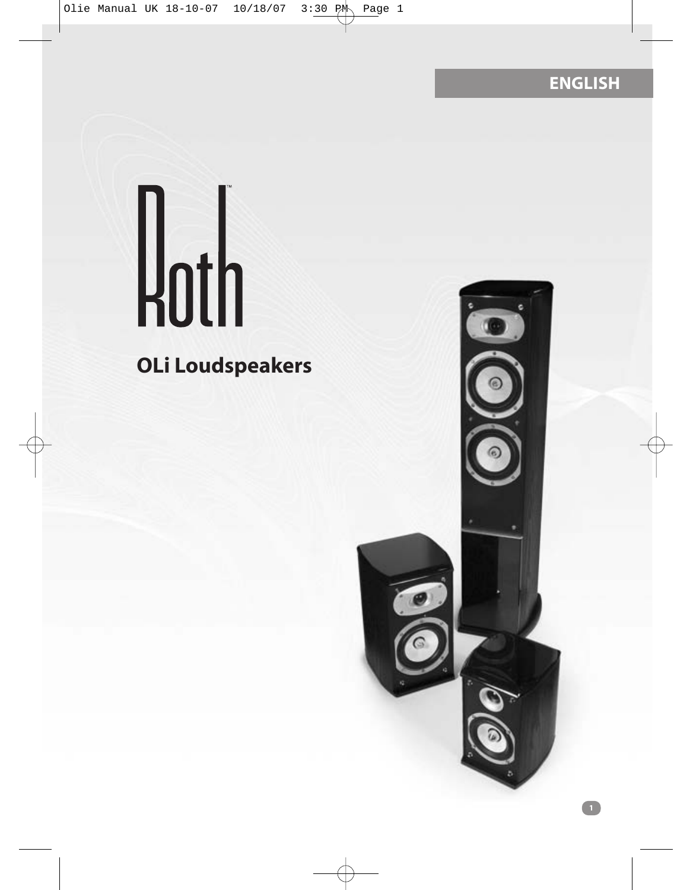ENGLISH

# Roth™

## OLi Loudspeakers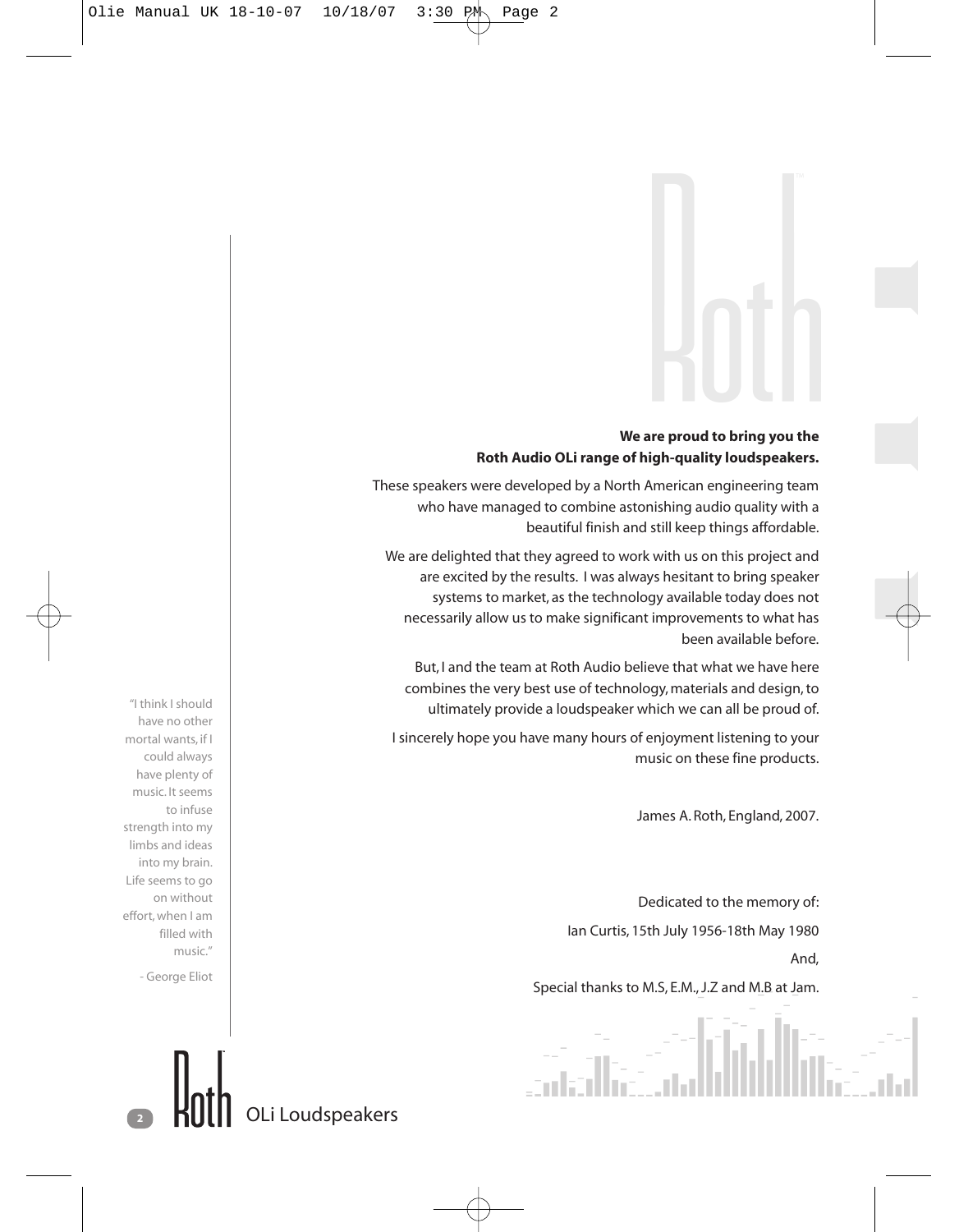**We are proud to bring you the Roth Audio OLi range of high-quality loudspeakers.**

These speakers were developed by a North American engineering team who have managed to combine astonishing audio quality with a beautiful finish and still keep things affordable.

We are delighted that they agreed to work with us on this project and are excited by the results. I was always hesitant to bring speaker systems to market, as the technology available today does not necessarily allow us to make significant improvements to what has been available before.

But, I and the team at Roth Audio believe that what we have here combines the very best use of technology, materials and design, to ultimately provide a loudspeaker which we can all be proud of.

I sincerely hope you have many hours of enjoyment listening to your music on these fine products.

James A. Roth, England, 2007.

Dedicated to the memory of:

Ian Curtis, 15th July 1956-18th May 1980

And,

Special thanks to M.S, E.M., J.Z and M.B at Jam.

"I think I should have no other mortal wants, if I could always have plenty of music. It seems to infuse strength into my limbs and ideas into my brain. Life seems to go on without effort, when I am filled with music."

- George Eliot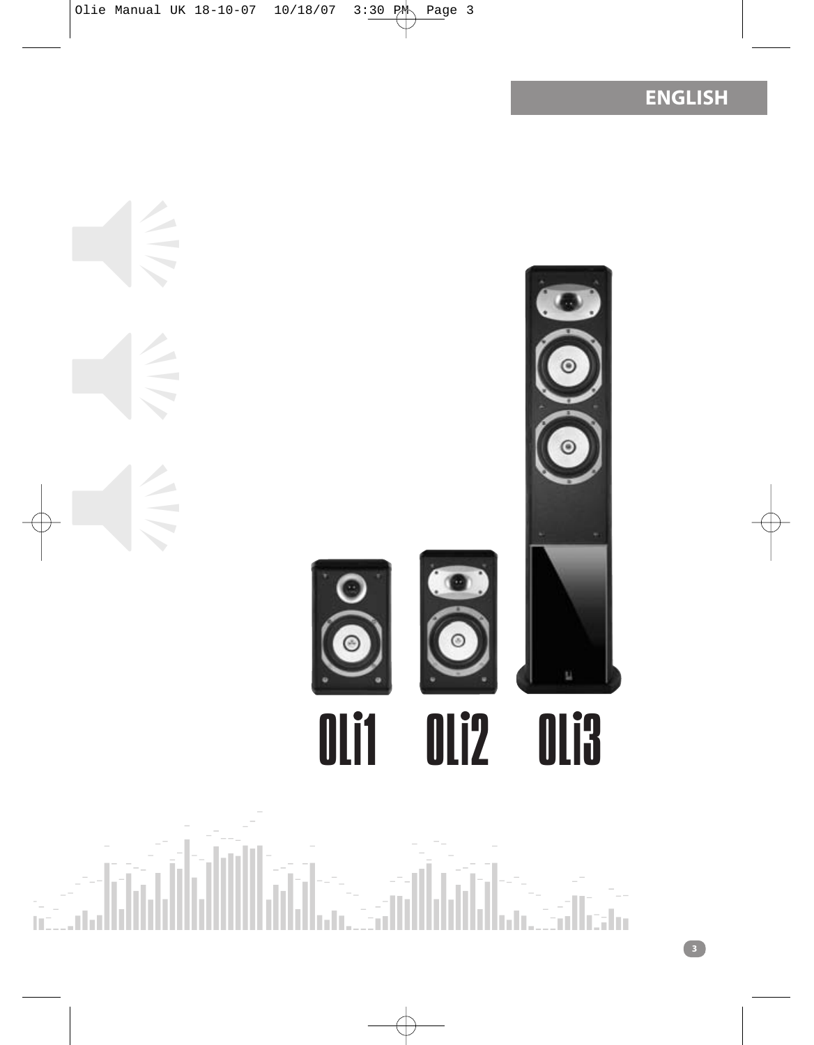ENGLISH

OLi1 OLi2 OLi3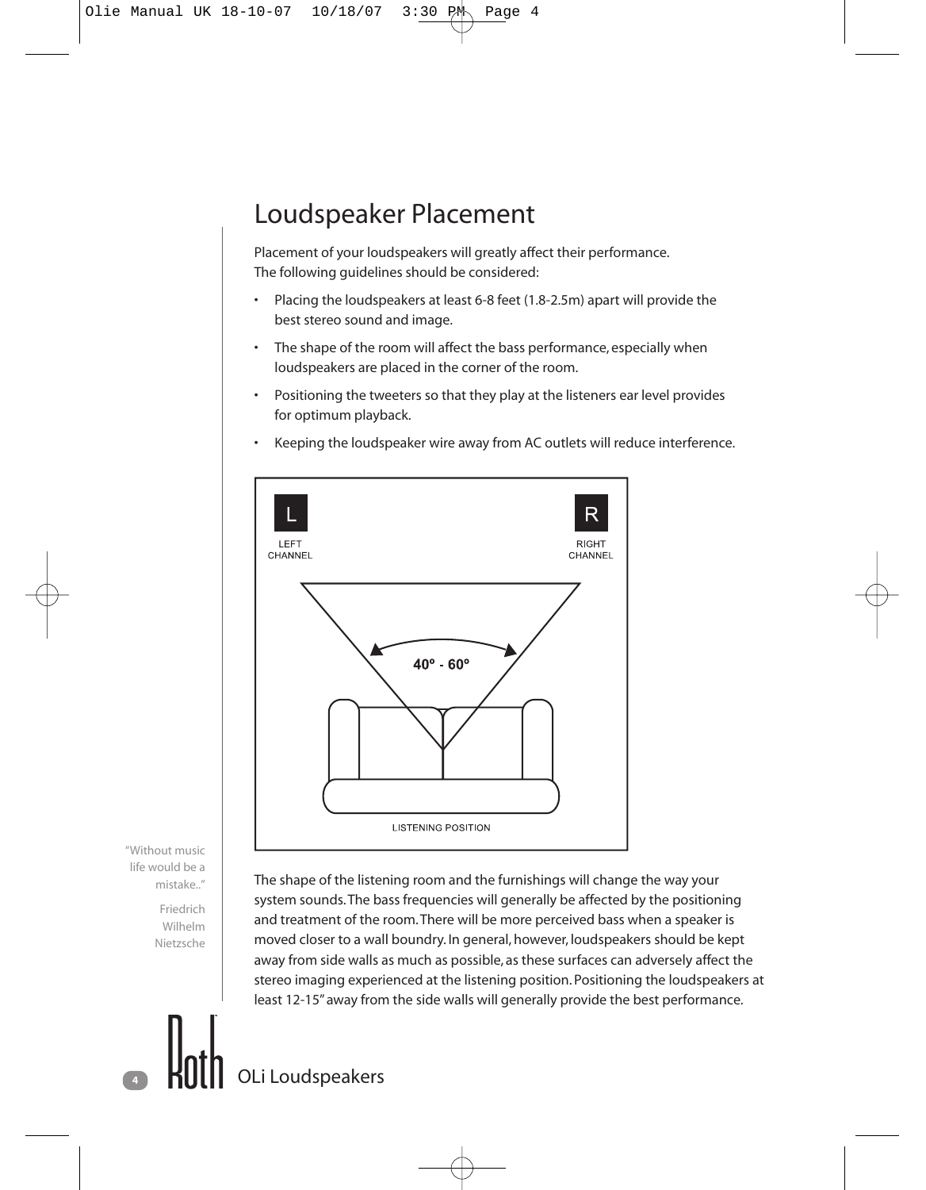# Loudspeaker Placement

Placement of your loudspeakers will greatly affect their performance. The following guidelines should be considered:

- Placing the loudspeakers at least 6-8 feet (1.8-2.5m) apart will provide the best stereo sound and image.
- The shape of the room will affect the bass performance, especially when loudspeakers are placed in the corner of the room.
- Positioning the tweeters so that they play at the listeners ear level provides for optimum playback.
- Keeping the loudspeaker wire away from AC outlets will reduce interference.

L LEFT CHANNEL

R RIGHT CHANNEL

40º - 60º

LISTENING POSITION

"Without music life would be a mistake.."

Friedrich Wilhelm Nietzsche

The shape of the listening room and the furnishings will change the way your system sounds. The bass frequencies will generally be affected by the positioning and treatment of the room. There will be more perceived bass when a speaker is moved closer to a wall boundry. In general, however, loudspeakers should be kept away from side walls as much as possible, as these surfaces can adversely affect the stereo imaging experienced at the listening position. Positioning the loudspeakers at least 12-15" away from the side walls will generally provide the best performance.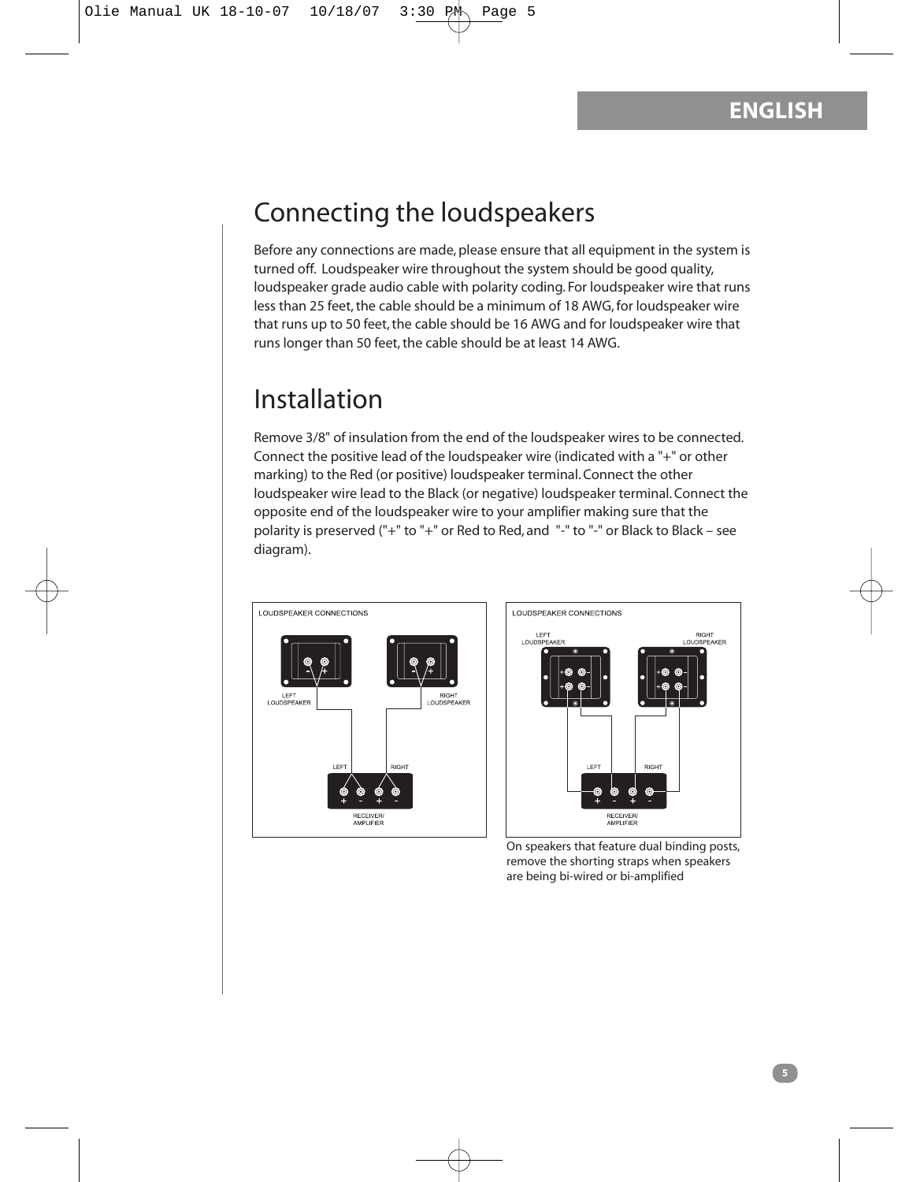# Connecting the loudspeakers

Before any connections are made, please ensure that all equipment in the system is turned off. Loudspeaker wire throughout the system should be good quality, loudspeaker grade audio cable with polarity coding. For loudspeaker wire that runs less than 25 feet, the cable should be a minimum of 18 AWG, for loudspeaker wire that runs up to 50 feet, the cable should be 16 AWG and for loudspeaker wire that runs longer than 50 feet, the cable should be at least 14 AWG.

# Installation

Remove 3/8" of insulation from the end of the loudspeaker wires to be connected. Connect the positive lead of the loudspeaker wire (indicated with a "+" or other marking) to the Red (or positive) loudspeaker terminal. Connect the other loudspeaker wire lead to the Black (or negative) loudspeaker terminal. Connect the opposite end of the loudspeaker wire to your amplifier making sure that the polarity is preserved ("+" to "+" or Red to Red, and "-" to "-" or Black to Black – see diagram).

On speakers that feature dual binding posts, remove the shorting straps when speakers are being bi-wired or bi-amplified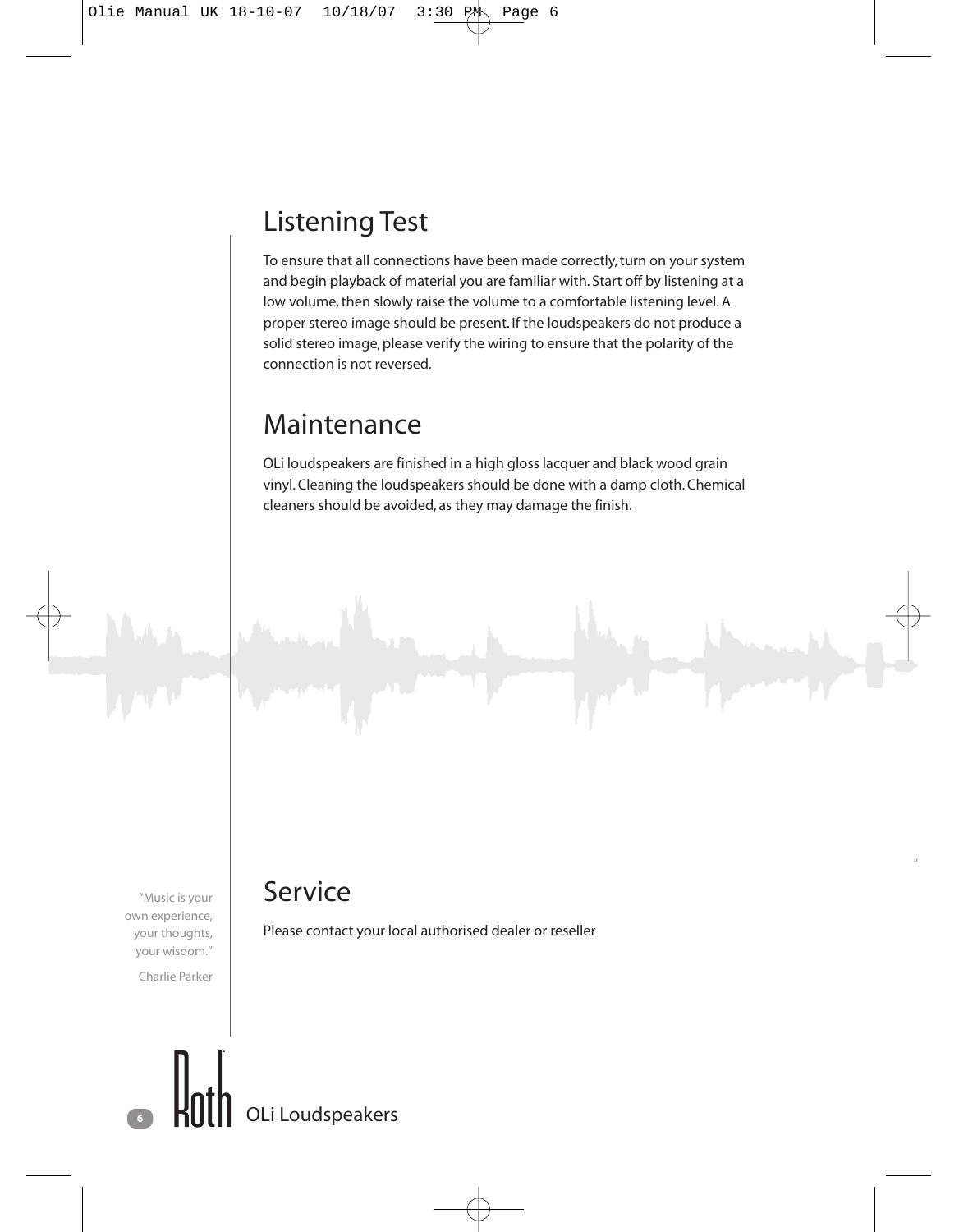## Listening Test

To ensure that all connections have been made correctly, turn on your system and begin playback of material you are familiar with. Start off by listening at a low volume, then slowly raise the volume to a comfortable listening level. A proper stereo image should be present. If the loudspeakers do not produce a solid stereo image, please verify the wiring to ensure that the polarity of the connection is not reversed.

## Maintenance

OLi loudspeakers are finished in a high gloss lacquer and black wood grain vinyl. Cleaning the loudspeakers should be done with a damp cloth. Chemical cleaners should be avoided, as they may damage the finish.

"Music is your own experience, your thoughts, your wisdom."

Charlie Parker

## Service

Please contact your local authorised dealer or reseller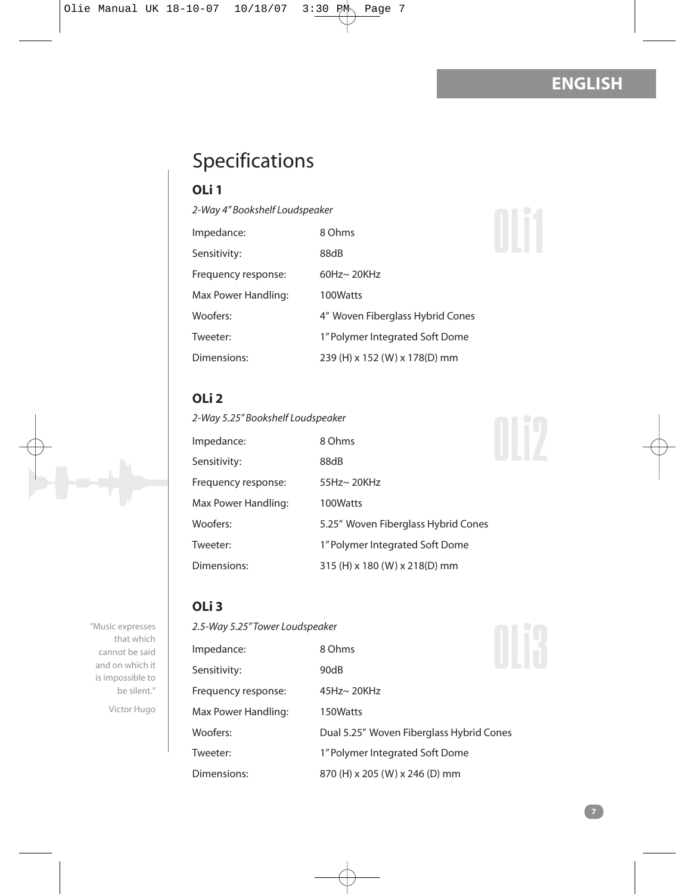# Specifications

## OLi 1

*2-Way 4" Bookshelf Loudspeaker*

| | |
|---|---|
| Impedance: | 8 Ohms |
| Sensitivity: | 88dB |
| Frequency response: | 60Hz~ 20KHz |
| Max Power Handling: | 100Watts |
| Woofers: | 4" Woven Fiberglass Hybrid Cones |
| Tweeter: | 1" Polymer Integrated Soft Dome |
| Dimensions: | 239 (H) x 152 (W) x 178(D) mm |

## OLi 2

*2-Way 5.25" Bookshelf Loudspeaker*

| | |
|---|---|
| Impedance: | 8 Ohms |
| Sensitivity: | 88dB |
| Frequency response: | 55Hz~ 20KHz |
| Max Power Handling: | 100Watts |
| Woofers: | 5.25" Woven Fiberglass Hybrid Cones |
| Tweeter: | 1" Polymer Integrated Soft Dome |
| Dimensions: | 315 (H) x 180 (W) x 218(D) mm |

## OLi 3

*2.5-Way 5.25" Tower Loudspeaker*

| | |
|---|---|
| Impedance: | 8 Ohms |
| Sensitivity: | 90dB |
| Frequency response: | 45Hz~ 20KHz |
| Max Power Handling: | 150Watts |
| Woofers: | Dual 5.25" Woven Fiberglass Hybrid Cones |
| Tweeter: | 1" Polymer Integrated Soft Dome |
| Dimensions: | 870 (H) x 205 (W) x 246 (D) mm |

"Music expresses that which cannot be said and on which it is impossible to be silent."

Victor Hugo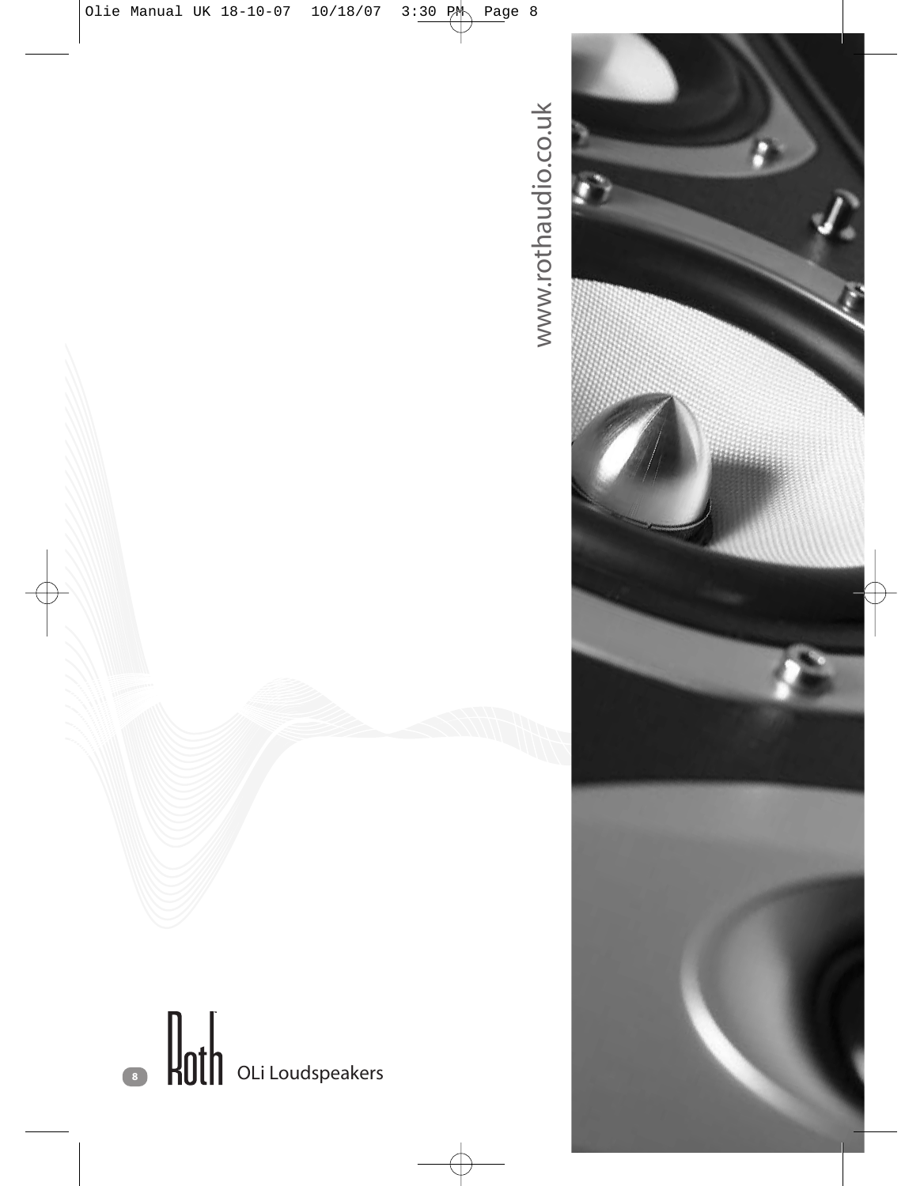www.rothaudio.co.uk

Roth OLi Loudspeakers